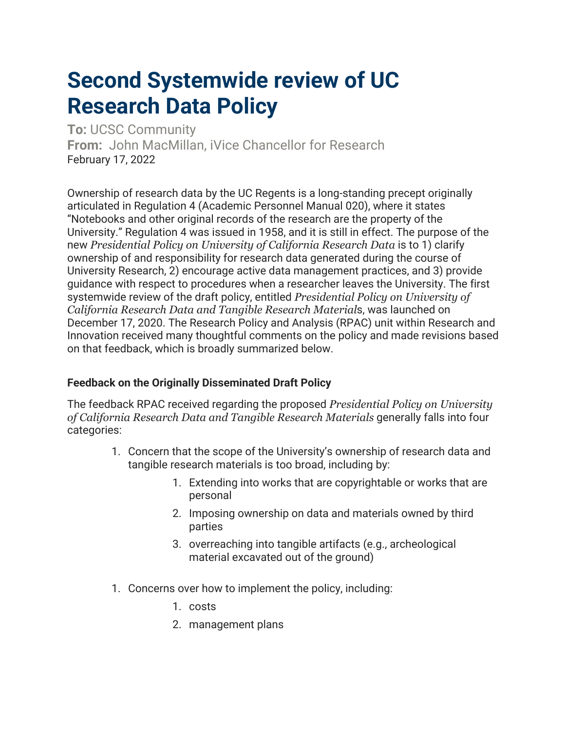# Second Systemwide review of UC Research Data Policy

**To:** UCSC Community
**From:** John MacMillan, iVice Chancellor for Research
February 17, 2022

Ownership of research data by the UC Regents is a long-standing precept originally articulated in Regulation 4 (Academic Personnel Manual 020), where it states "Notebooks and other original records of the research are the property of the University." Regulation 4 was issued in 1958, and it is still in effect. The purpose of the new *Presidential Policy on University of California Research Data* is to 1) clarify ownership of and responsibility for research data generated during the course of University Research, 2) encourage active data management practices, and 3) provide guidance with respect to procedures when a researcher leaves the University. The first systemwide review of the draft policy, entitled *Presidential Policy on University of California Research Data and Tangible Research Material*s, was launched on December 17, 2020. The Research Policy and Analysis (RPAC) unit within Research and Innovation received many thoughtful comments on the policy and made revisions based on that feedback, which is broadly summarized below.

**Feedback on the Originally Disseminated Draft Policy**

The feedback RPAC received regarding the proposed *Presidential Policy on University of California Research Data and Tangible Research Materials* generally falls into four categories:

1. Concern that the scope of the University's ownership of research data and tangible research materials is too broad, including by:
    1. Extending into works that are copyrightable or works that are personal
    2. Imposing ownership on data and materials owned by third parties
    3. overreaching into tangible artifacts (e.g., archeological material excavated out of the ground)

1. Concerns over how to implement the policy, including:
    1. costs
    2. management plans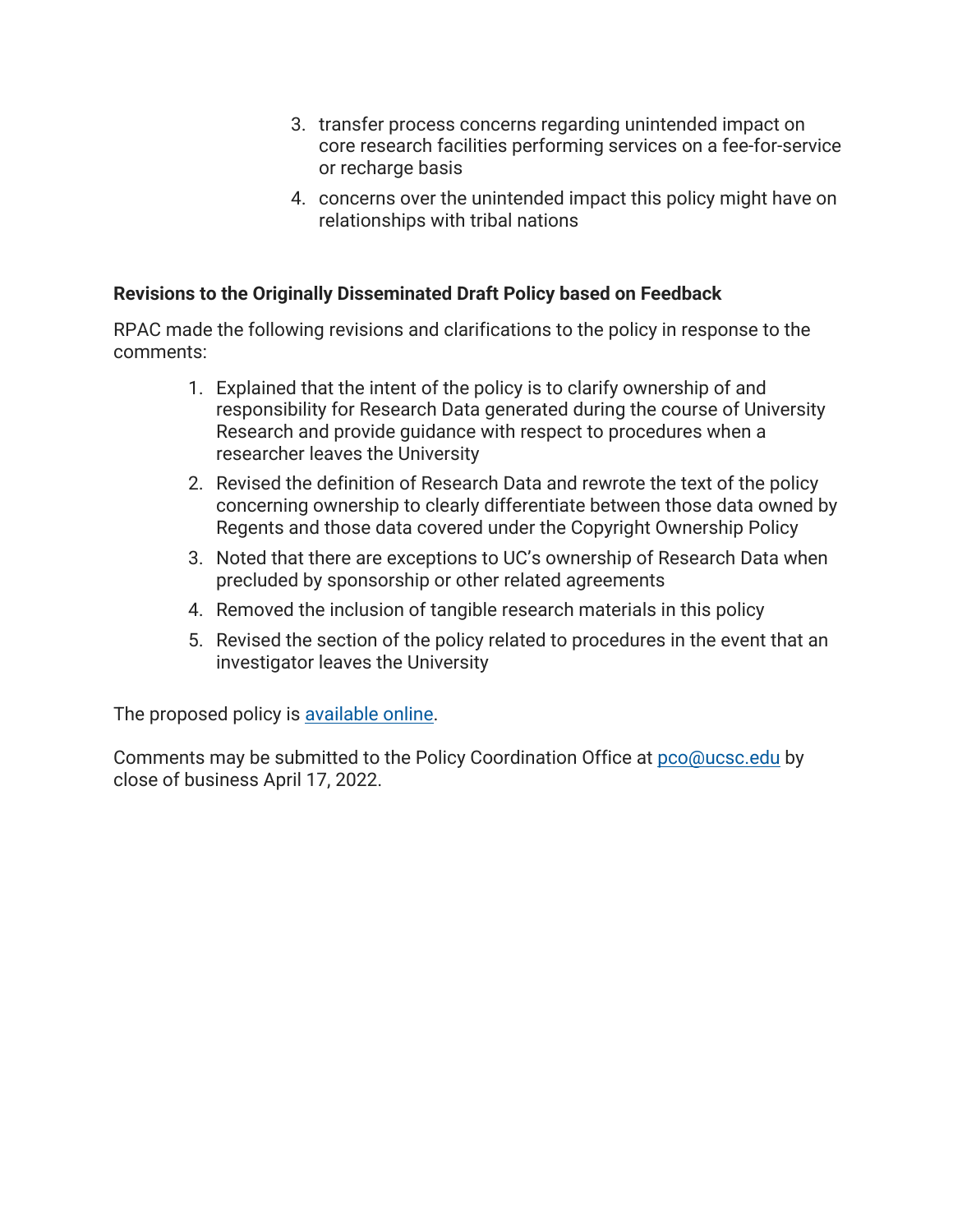3. transfer process concerns regarding unintended impact on core research facilities performing services on a fee-for-service or recharge basis
4. concerns over the unintended impact this policy might have on relationships with tribal nations

**Revisions to the Originally Disseminated Draft Policy based on Feedback**

RPAC made the following revisions and clarifications to the policy in response to the comments:

1. Explained that the intent of the policy is to clarify ownership of and responsibility for Research Data generated during the course of University Research and provide guidance with respect to procedures when a researcher leaves the University
2. Revised the definition of Research Data and rewrote the text of the policy concerning ownership to clearly differentiate between those data owned by Regents and those data covered under the Copyright Ownership Policy
3. Noted that there are exceptions to UC's ownership of Research Data when precluded by sponsorship or other related agreements
4. Removed the inclusion of tangible research materials in this policy
5. Revised the section of the policy related to procedures in the event that an investigator leaves the University

The proposed policy is [available online](available online).

Comments may be submitted to the Policy Coordination Office at [pco@ucsc.edu](mailto:pco@ucsc.edu) by close of business April 17, 2022.